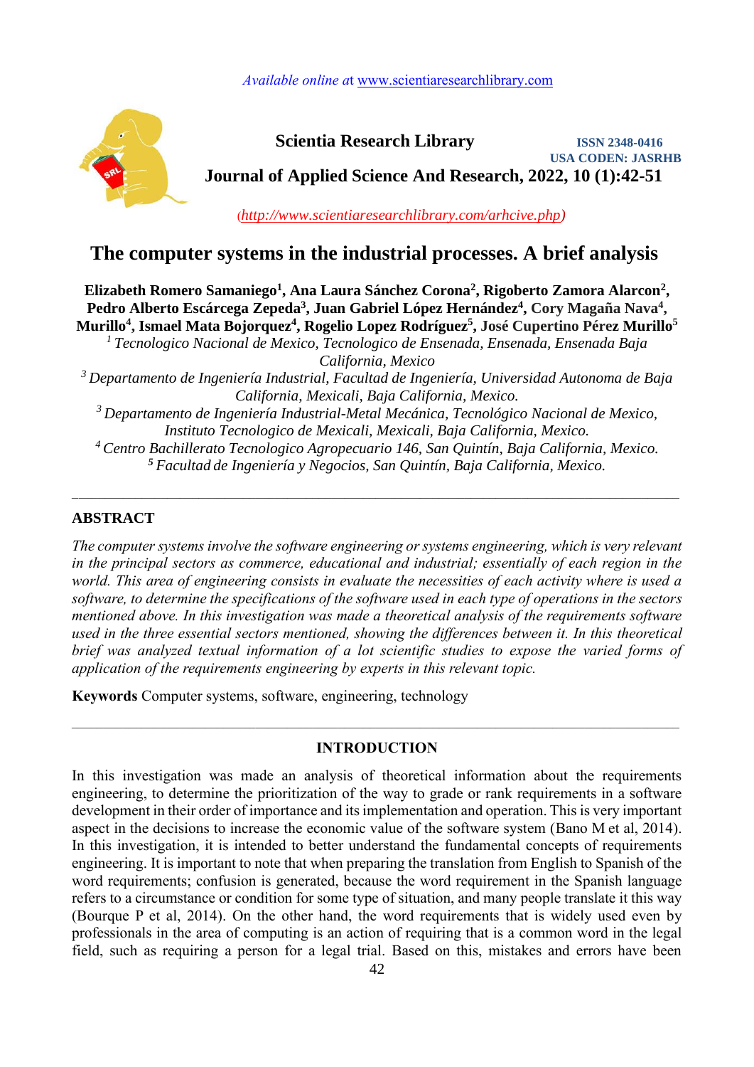Available online at www.scientiaresearchlibrary.com

**Scientia Research Library**

**ISSN 2348-0416**
**USA CODEN: JASRHB**

**Journal of Applied Science And Research, 2022, 10 (1):42-51**

(http://www.scientiaresearchlibrary.com/arhcive.php)

# The computer systems in the industrial processes. A brief analysis

**Elizabeth Romero Samaniego[1], Ana Laura Sánchez Corona[2], Rigoberto Zamora Alarcon[2], Pedro Alberto Escárcega Zepeda[3], Juan Gabriel López Hernández[4], Cory Magaña Nava[4], Murillo[4], Ismael Mata Bojorquez[4], Rogelio Lopez Rodríguez[5], José Cupertino Pérez Murillo[5]**

[1] *Tecnologico Nacional de Mexico, Tecnologico de Ensenada, Ensenada, Ensenada Baja California, Mexico*

[3] *Departamento de Ingeniería Industrial, Facultad de Ingeniería, Universidad Autonoma de Baja California, Mexicali, Baja California, Mexico.*

[3] *Departamento de Ingeniería Industrial-Metal Mecánica, Tecnológico Nacional de Mexico, Instituto Tecnologico de Mexicali, Mexicali, Baja California, Mexico.*

[4] *Centro Bachillerato Tecnologico Agropecuario 146, San Quintín, Baja California, Mexico.*

[5] *Facultad de Ingeniería y Negocios, San Quintín, Baja California, Mexico.*

---

## ABSTRACT

*The computer systems involve the software engineering or systems engineering, which is very relevant in the principal sectors as commerce, educational and industrial; essentially of each region in the world. This area of engineering consists in evaluate the necessities of each activity where is used a software, to determine the specifications of the software used in each type of operations in the sectors mentioned above. In this investigation was made a theoretical analysis of the requirements software used in the three essential sectors mentioned, showing the differences between it. In this theoretical brief was analyzed textual information of a lot scientific studies to expose the varied forms of application of the requirements engineering by experts in this relevant topic.*

**Keywords** Computer systems, software, engineering, technology

---

## INTRODUCTION

In this investigation was made an analysis of theoretical information about the requirements engineering, to determine the prioritization of the way to grade or rank requirements in a software development in their order of importance and its implementation and operation. This is very important aspect in the decisions to increase the economic value of the software system (Bano M et al, 2014). In this investigation, it is intended to better understand the fundamental concepts of requirements engineering. It is important to note that when preparing the translation from English to Spanish of the word requirements; confusion is generated, because the word requirement in the Spanish language refers to a circumstance or condition for some type of situation, and many people translate it this way (Bourque P et al, 2014). On the other hand, the word requirements that is widely used even by professionals in the area of computing is an action of requiring that is a common word in the legal field, such as requiring a person for a legal trial. Based on this, mistakes and errors have been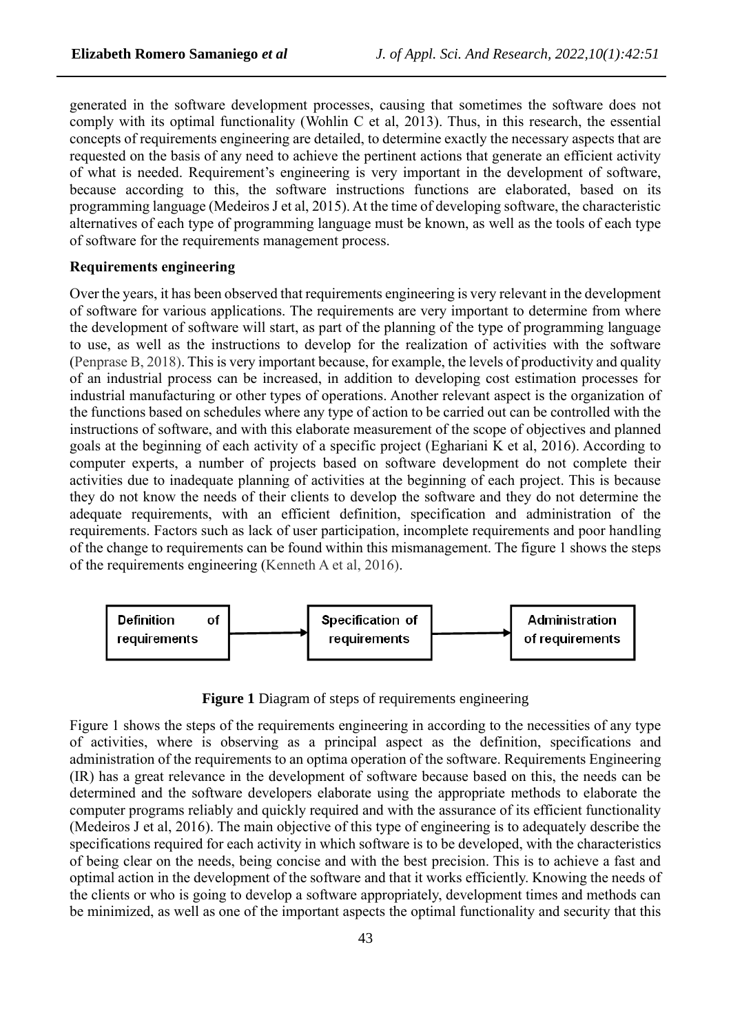generated in the software development processes, causing that sometimes the software does not comply with its optimal functionality (Wohlin C et al, 2013). Thus, in this research, the essential concepts of requirements engineering are detailed, to determine exactly the necessary aspects that are requested on the basis of any need to achieve the pertinent actions that generate an efficient activity of what is needed. Requirement's engineering is very important in the development of software, because according to this, the software instructions functions are elaborated, based on its programming language (Medeiros J et al, 2015). At the time of developing software, the characteristic alternatives of each type of programming language must be known, as well as the tools of each type of software for the requirements management process.

**Requirements engineering**

Over the years, it has been observed that requirements engineering is very relevant in the development of software for various applications. The requirements are very important to determine from where the development of software will start, as part of the planning of the type of programming language to use, as well as the instructions to develop for the realization of activities with the software (Penprase B, 2018). This is very important because, for example, the levels of productivity and quality of an industrial process can be increased, in addition to developing cost estimation processes for industrial manufacturing or other types of operations. Another relevant aspect is the organization of the functions based on schedules where any type of action to be carried out can be controlled with the instructions of software, and with this elaborate measurement of the scope of objectives and planned goals at the beginning of each activity of a specific project (Eghariani K et al, 2016). According to computer experts, a number of projects based on software development do not complete their activities due to inadequate planning of activities at the beginning of each project. This is because they do not know the needs of their clients to develop the software and they do not determine the adequate requirements, with an efficient definition, specification and administration of the requirements. Factors such as lack of user participation, incomplete requirements and poor handling of the change to requirements can be found within this mismanagement. The figure 1 shows the steps of the requirements engineering (Kenneth A et al, 2016).

Definition of requirements → Specification of requirements → Administration of requirements

**Figure 1** Diagram of steps of requirements engineering

Figure 1 shows the steps of the requirements engineering in according to the necessities of any type of activities, where is observing as a principal aspect as the definition, specifications and administration of the requirements to an optima operation of the software. Requirements Engineering (IR) has a great relevance in the development of software because based on this, the needs can be determined and the software developers elaborate using the appropriate methods to elaborate the computer programs reliably and quickly required and with the assurance of its efficient functionality (Medeiros J et al, 2016). The main objective of this type of engineering is to adequately describe the specifications required for each activity in which software is to be developed, with the characteristics of being clear on the needs, being concise and with the best precision. This is to achieve a fast and optimal action in the development of the software and that it works efficiently. Knowing the needs of the clients or who is going to develop a software appropriately, development times and methods can be minimized, as well as one of the important aspects the optimal functionality and security that this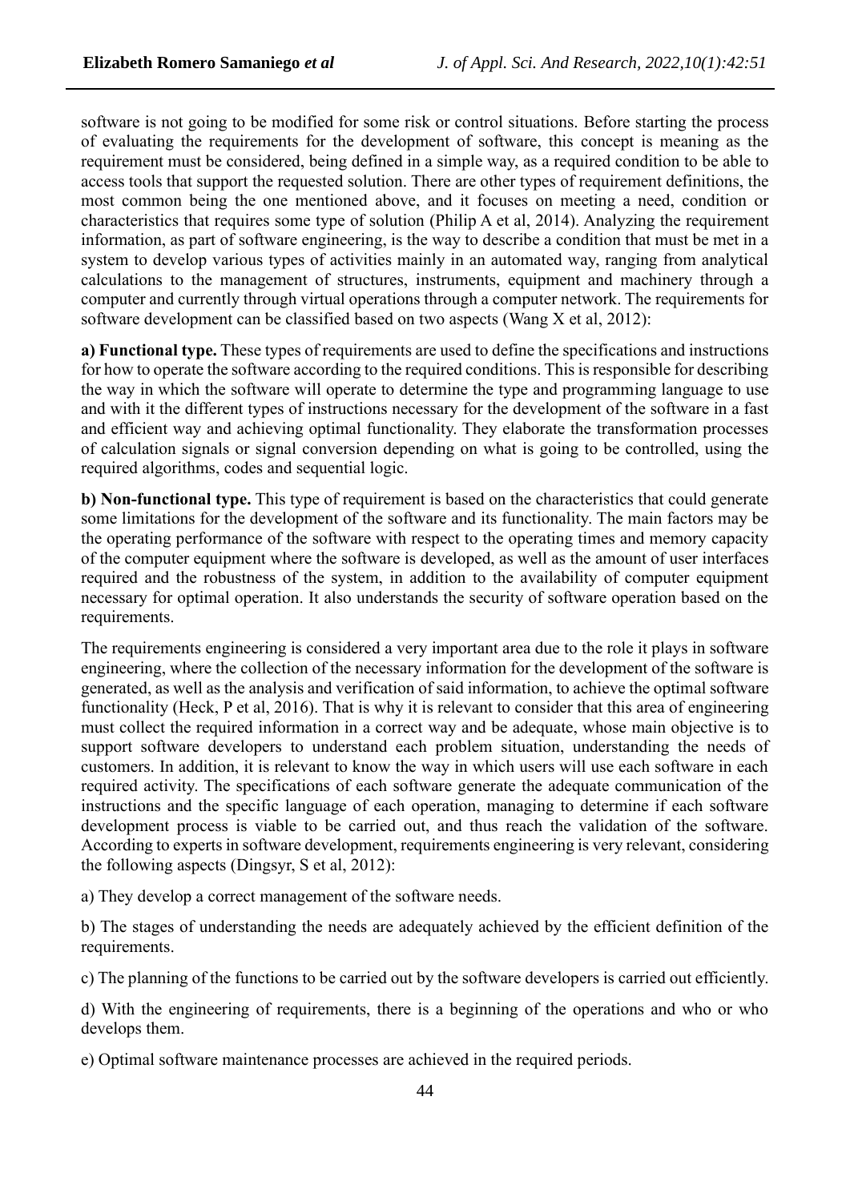software is not going to be modified for some risk or control situations. Before starting the process of evaluating the requirements for the development of software, this concept is meaning as the requirement must be considered, being defined in a simple way, as a required condition to be able to access tools that support the requested solution. There are other types of requirement definitions, the most common being the one mentioned above, and it focuses on meeting a need, condition or characteristics that requires some type of solution (Philip A et al, 2014). Analyzing the requirement information, as part of software engineering, is the way to describe a condition that must be met in a system to develop various types of activities mainly in an automated way, ranging from analytical calculations to the management of structures, instruments, equipment and machinery through a computer and currently through virtual operations through a computer network. The requirements for software development can be classified based on two aspects (Wang X et al, 2012):

**a) Functional type.** These types of requirements are used to define the specifications and instructions for how to operate the software according to the required conditions. This is responsible for describing the way in which the software will operate to determine the type and programming language to use and with it the different types of instructions necessary for the development of the software in a fast and efficient way and achieving optimal functionality. They elaborate the transformation processes of calculation signals or signal conversion depending on what is going to be controlled, using the required algorithms, codes and sequential logic.

**b) Non-functional type.** This type of requirement is based on the characteristics that could generate some limitations for the development of the software and its functionality. The main factors may be the operating performance of the software with respect to the operating times and memory capacity of the computer equipment where the software is developed, as well as the amount of user interfaces required and the robustness of the system, in addition to the availability of computer equipment necessary for optimal operation. It also understands the security of software operation based on the requirements.

The requirements engineering is considered a very important area due to the role it plays in software engineering, where the collection of the necessary information for the development of the software is generated, as well as the analysis and verification of said information, to achieve the optimal software functionality (Heck, P et al, 2016). That is why it is relevant to consider that this area of engineering must collect the required information in a correct way and be adequate, whose main objective is to support software developers to understand each problem situation, understanding the needs of customers. In addition, it is relevant to know the way in which users will use each software in each required activity. The specifications of each software generate the adequate communication of the instructions and the specific language of each operation, managing to determine if each software development process is viable to be carried out, and thus reach the validation of the software. According to experts in software development, requirements engineering is very relevant, considering the following aspects (Dingsyr, S et al, 2012):

a) They develop a correct management of the software needs.

b) The stages of understanding the needs are adequately achieved by the efficient definition of the requirements.

c) The planning of the functions to be carried out by the software developers is carried out efficiently.

d) With the engineering of requirements, there is a beginning of the operations and who or who develops them.

e) Optimal software maintenance processes are achieved in the required periods.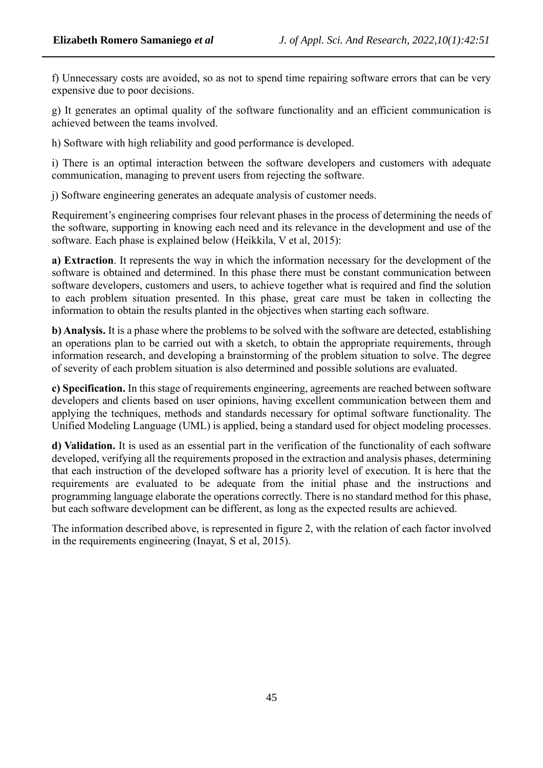f) Unnecessary costs are avoided, so as not to spend time repairing software errors that can be very expensive due to poor decisions.

g) It generates an optimal quality of the software functionality and an efficient communication is achieved between the teams involved.

h) Software with high reliability and good performance is developed.

i) There is an optimal interaction between the software developers and customers with adequate communication, managing to prevent users from rejecting the software.

j) Software engineering generates an adequate analysis of customer needs.

Requirement's engineering comprises four relevant phases in the process of determining the needs of the software, supporting in knowing each need and its relevance in the development and use of the software. Each phase is explained below (Heikkila, V et al, 2015):

**a) Extraction**. It represents the way in which the information necessary for the development of the software is obtained and determined. In this phase there must be constant communication between software developers, customers and users, to achieve together what is required and find the solution to each problem situation presented. In this phase, great care must be taken in collecting the information to obtain the results planted in the objectives when starting each software.

**b) Analysis.** It is a phase where the problems to be solved with the software are detected, establishing an operations plan to be carried out with a sketch, to obtain the appropriate requirements, through information research, and developing a brainstorming of the problem situation to solve. The degree of severity of each problem situation is also determined and possible solutions are evaluated.

**c) Specification.** In this stage of requirements engineering, agreements are reached between software developers and clients based on user opinions, having excellent communication between them and applying the techniques, methods and standards necessary for optimal software functionality. The Unified Modeling Language (UML) is applied, being a standard used for object modeling processes.

**d) Validation.** It is used as an essential part in the verification of the functionality of each software developed, verifying all the requirements proposed in the extraction and analysis phases, determining that each instruction of the developed software has a priority level of execution. It is here that the requirements are evaluated to be adequate from the initial phase and the instructions and programming language elaborate the operations correctly. There is no standard method for this phase, but each software development can be different, as long as the expected results are achieved.

The information described above, is represented in figure 2, with the relation of each factor involved in the requirements engineering (Inayat, S et al, 2015).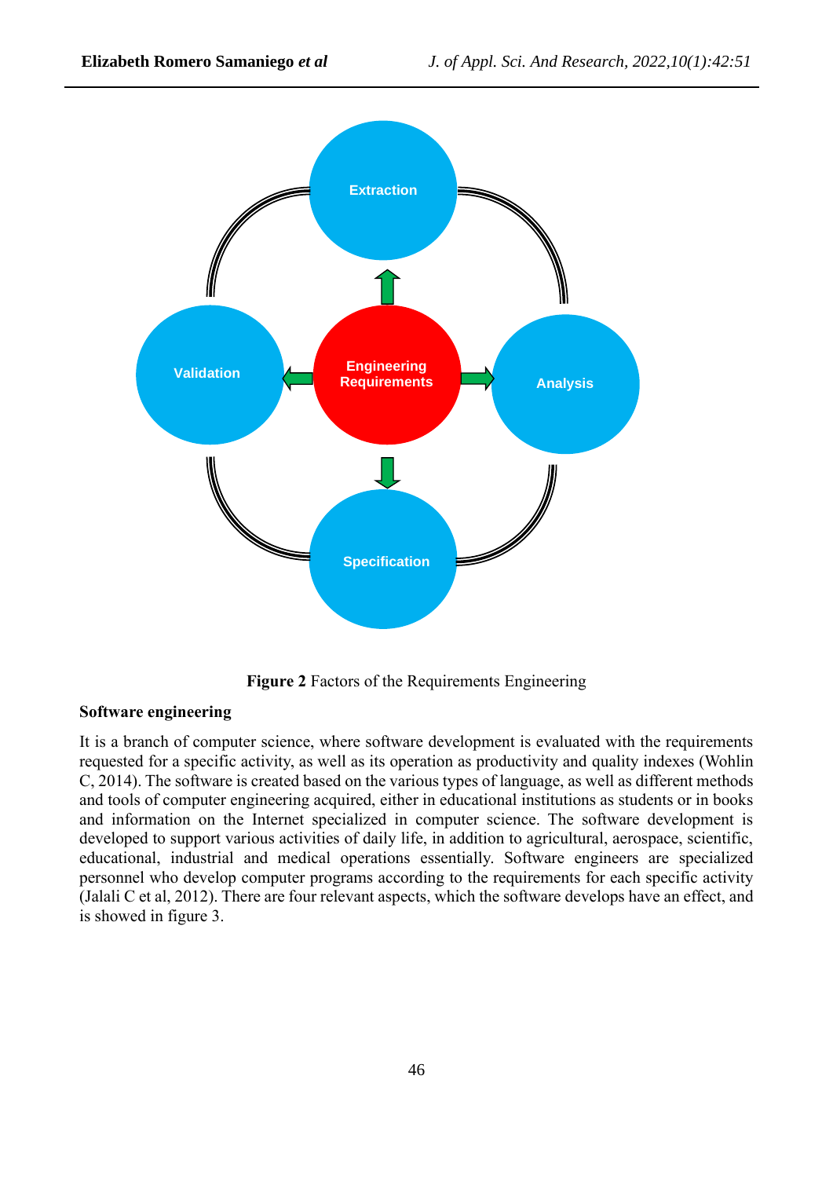**Figure 2** Factors of the Requirements Engineering

**Software engineering**

It is a branch of computer science, where software development is evaluated with the requirements requested for a specific activity, as well as its operation as productivity and quality indexes (Wohlin C, 2014). The software is created based on the various types of language, as well as different methods and tools of computer engineering acquired, either in educational institutions as students or in books and information on the Internet specialized in computer science. The software development is developed to support various activities of daily life, in addition to agricultural, aerospace, scientific, educational, industrial and medical operations essentially. Software engineers are specialized personnel who develop computer programs according to the requirements for each specific activity (Jalali C et al, 2012). There are four relevant aspects, which the software develops have an effect, and is showed in figure 3.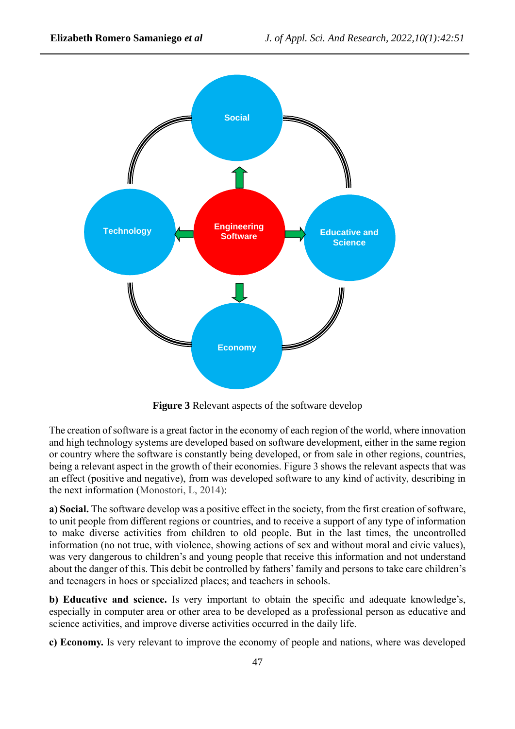**Figure 3** Relevant aspects of the software develop

The creation of software is a great factor in the economy of each region of the world, where innovation and high technology systems are developed based on software development, either in the same region or country where the software is constantly being developed, or from sale in other regions, countries, being a relevant aspect in the growth of their economies. Figure 3 shows the relevant aspects that was an effect (positive and negative), from was developed software to any kind of activity, describing in the next information (Monostori, L, 2014):

**a) Social.** The software develop was a positive effect in the society, from the first creation of software, to unit people from different regions or countries, and to receive a support of any type of information to make diverse activities from children to old people. But in the last times, the uncontrolled information (no not true, with violence, showing actions of sex and without moral and civic values), was very dangerous to children's and young people that receive this information and not understand about the danger of this. This debit be controlled by fathers' family and persons to take care children's and teenagers in hoes or specialized places; and teachers in schools.

**b) Educative and science.** Is very important to obtain the specific and adequate knowledge's, especially in computer area or other area to be developed as a professional person as educative and science activities, and improve diverse activities occurred in the daily life.

**c) Economy.** Is very relevant to improve the economy of people and nations, where was developed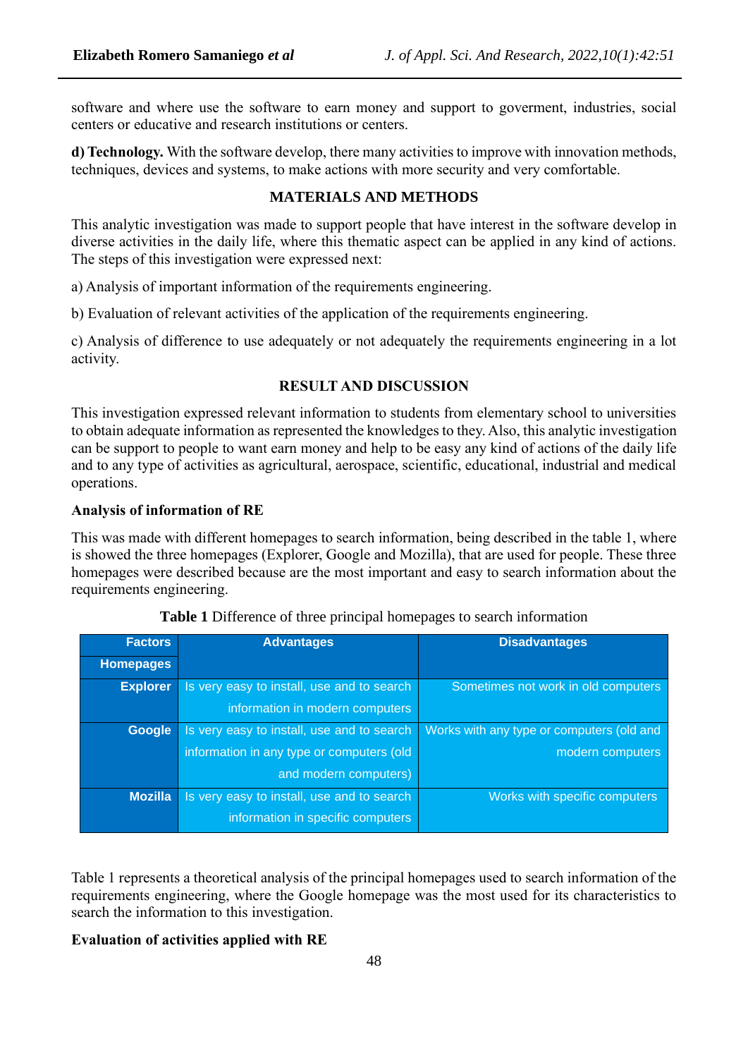software and where use the software to earn money and support to goverment, industries, social centers or educative and research institutions or centers.

**d) Technology.** With the software develop, there many activities to improve with innovation methods, techniques, devices and systems, to make actions with more security and very comfortable.

## MATERIALS AND METHODS

This analytic investigation was made to support people that have interest in the software develop in diverse activities in the daily life, where this thematic aspect can be applied in any kind of actions. The steps of this investigation were expressed next:

a) Analysis of important information of the requirements engineering.

b) Evaluation of relevant activities of the application of the requirements engineering.

c) Analysis of difference to use adequately or not adequately the requirements engineering in a lot activity.

## RESULT AND DISCUSSION

This investigation expressed relevant information to students from elementary school to universities to obtain adequate information as represented the knowledges to they. Also, this analytic investigation can be support to people to want earn money and help to be easy any kind of actions of the daily life and to any type of activities as agricultural, aerospace, scientific, educational, industrial and medical operations.

### Analysis of information of RE

This was made with different homepages to search information, being described in the table 1, where is showed the three homepages (Explorer, Google and Mozilla), that are used for people. These three homepages were described because are the most important and easy to search information about the requirements engineering.

**Table 1** Difference of three principal homepages to search information

| Factors / Homepages | Advantages | Disadvantages |
|---|---|---|
| Explorer | Is very easy to install, use and to search information in modern computers | Sometimes not work in old computers |
| Google | Is very easy to install, use and to search information in any type or computers (old and modern computers) | Works with any type or computers (old and modern computers |
| Mozilla | Is very easy to install, use and to search information in specific computers | Works with specific computers |

Table 1 represents a theoretical analysis of the principal homepages used to search information of the requirements engineering, where the Google homepage was the most used for its characteristics to search the information to this investigation.

### Evaluation of activities applied with RE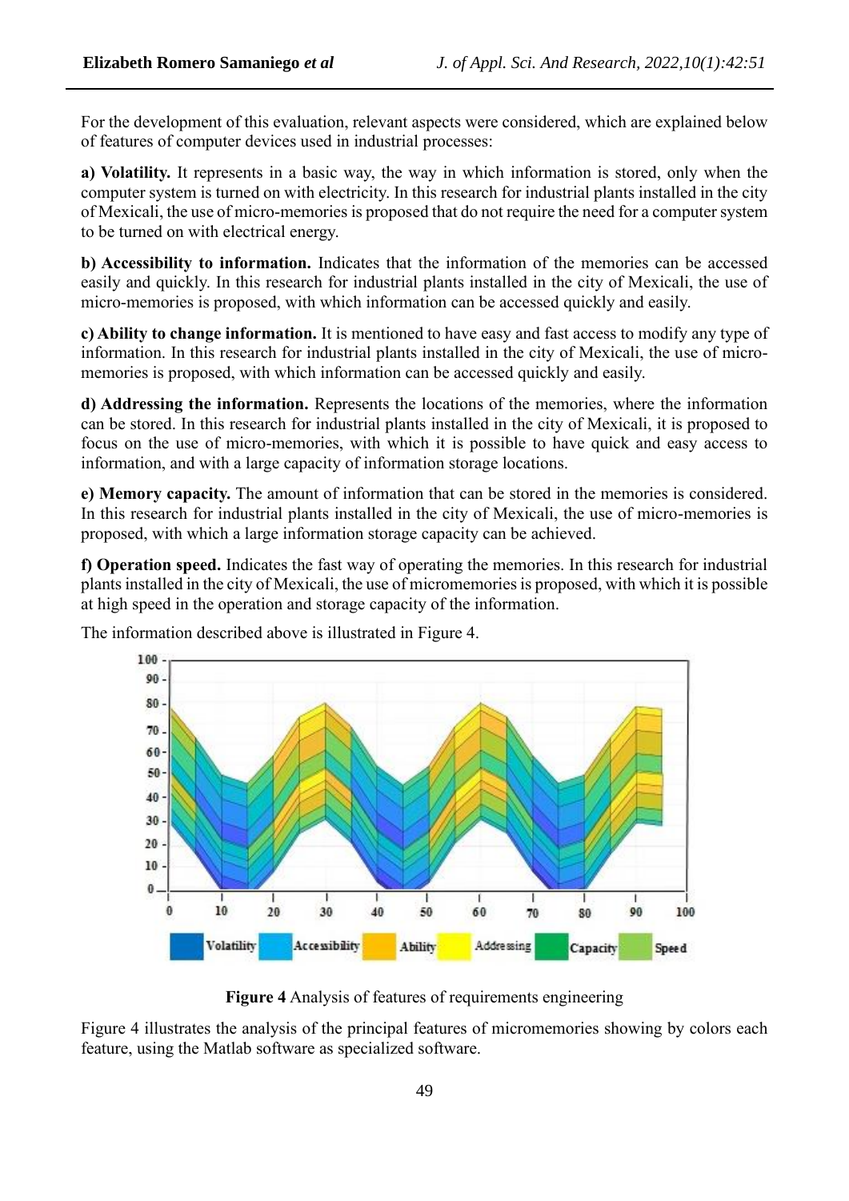For the development of this evaluation, relevant aspects were considered, which are explained below of features of computer devices used in industrial processes:

**a) Volatility.** It represents in a basic way, the way in which information is stored, only when the computer system is turned on with electricity. In this research for industrial plants installed in the city of Mexicali, the use of micro-memories is proposed that do not require the need for a computer system to be turned on with electrical energy.

**b) Accessibility to information.** Indicates that the information of the memories can be accessed easily and quickly. In this research for industrial plants installed in the city of Mexicali, the use of micro-memories is proposed, with which information can be accessed quickly and easily.

**c) Ability to change information.** It is mentioned to have easy and fast access to modify any type of information. In this research for industrial plants installed in the city of Mexicali, the use of micro-memories is proposed, with which information can be accessed quickly and easily.

**d) Addressing the information.** Represents the locations of the memories, where the information can be stored. In this research for industrial plants installed in the city of Mexicali, it is proposed to focus on the use of micro-memories, with which it is possible to have quick and easy access to information, and with a large capacity of information storage locations.

**e) Memory capacity.** The amount of information that can be stored in the memories is considered. In this research for industrial plants installed in the city of Mexicali, the use of micro-memories is proposed, with which a large information storage capacity can be achieved.

**f) Operation speed.** Indicates the fast way of operating the memories. In this research for industrial plants installed in the city of Mexicali, the use of micromemories is proposed, with which it is possible at high speed in the operation and storage capacity of the information.

The information described above is illustrated in Figure 4.

**Figure 4** Analysis of features of requirements engineering

Figure 4 illustrates the analysis of the principal features of micromemories showing by colors each feature, using the Matlab software as specialized software.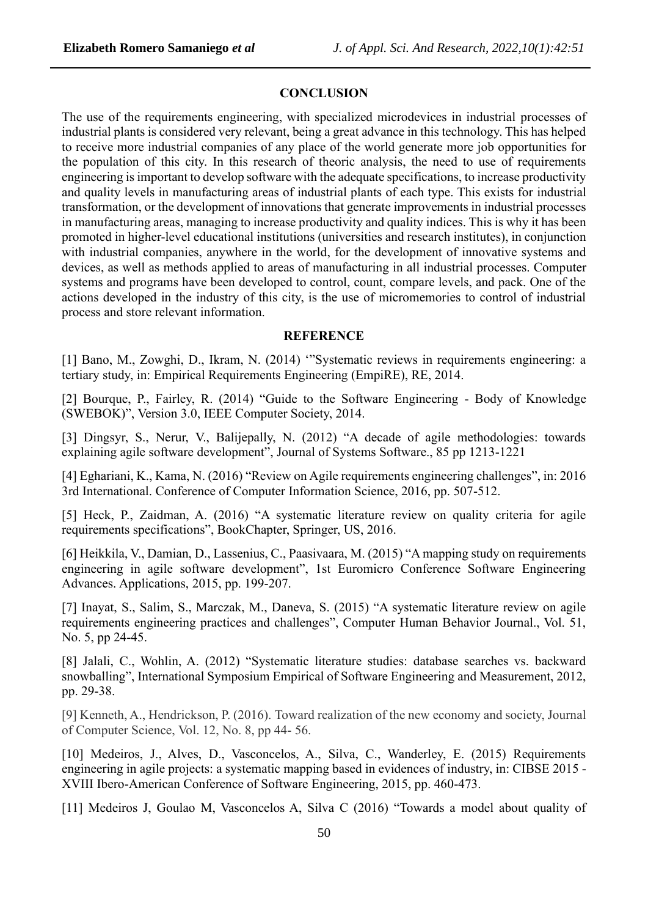## CONCLUSION

The use of the requirements engineering, with specialized microdevices in industrial processes of industrial plants is considered very relevant, being a great advance in this technology. This has helped to receive more industrial companies of any place of the world generate more job opportunities for the population of this city. In this research of theoric analysis, the need to use of requirements engineering is important to develop software with the adequate specifications, to increase productivity and quality levels in manufacturing areas of industrial plants of each type. This exists for industrial transformation, or the development of innovations that generate improvements in industrial processes in manufacturing areas, managing to increase productivity and quality indices. This is why it has been promoted in higher-level educational institutions (universities and research institutes), in conjunction with industrial companies, anywhere in the world, for the development of innovative systems and devices, as well as methods applied to areas of manufacturing in all industrial processes. Computer systems and programs have been developed to control, count, compare levels, and pack. One of the actions developed in the industry of this city, is the use of micromemories to control of industrial process and store relevant information.

## REFERENCE

[1] Bano, M., Zowghi, D., Ikram, N. (2014) '"Systematic reviews in requirements engineering: a tertiary study, in: Empirical Requirements Engineering (EmpiRE), RE, 2014.

[2] Bourque, P., Fairley, R. (2014) "Guide to the Software Engineering - Body of Knowledge (SWEBOK)", Version 3.0, IEEE Computer Society, 2014.

[3] Dingsyr, S., Nerur, V., Balijepally, N. (2012) "A decade of agile methodologies: towards explaining agile software development", Journal of Systems Software., 85 pp 1213-1221

[4] Eghariani, K., Kama, N. (2016) "Review on Agile requirements engineering challenges", in: 2016 3rd International. Conference of Computer Information Science, 2016, pp. 507-512.

[5] Heck, P., Zaidman, A. (2016) "A systematic literature review on quality criteria for agile requirements specifications", BookChapter, Springer, US, 2016.

[6] Heikkila, V., Damian, D., Lassenius, C., Paasivaara, M. (2015) "A mapping study on requirements engineering in agile software development", 1st Euromicro Conference Software Engineering Advances. Applications, 2015, pp. 199-207.

[7] Inayat, S., Salim, S., Marczak, M., Daneva, S. (2015) "A systematic literature review on agile requirements engineering practices and challenges", Computer Human Behavior Journal., Vol. 51, No. 5, pp 24-45.

[8] Jalali, C., Wohlin, A. (2012) "Systematic literature studies: database searches vs. backward snowballing", International Symposium Empirical of Software Engineering and Measurement, 2012, pp. 29-38.

[9] Kenneth, A., Hendrickson, P. (2016). Toward realization of the new economy and society, Journal of Computer Science, Vol. 12, No. 8, pp 44- 56.

[10] Medeiros, J., Alves, D., Vasconcelos, A., Silva, C., Wanderley, E. (2015) Requirements engineering in agile projects: a systematic mapping based in evidences of industry, in: CIBSE 2015 - XVIII Ibero-American Conference of Software Engineering, 2015, pp. 460-473.

[11] Medeiros J, Goulao M, Vasconcelos A, Silva C (2016) "Towards a model about quality of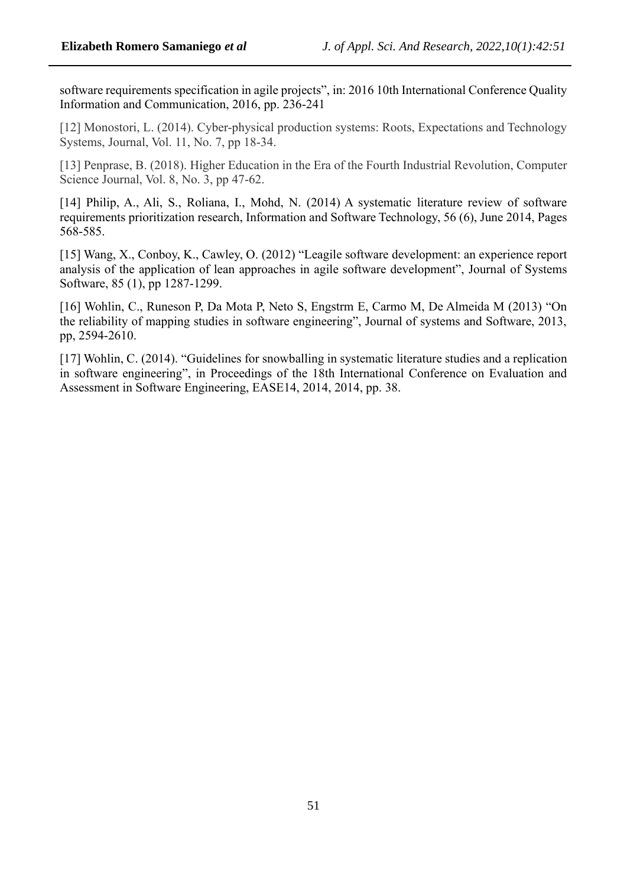software requirements specification in agile projects", in: 2016 10th International Conference Quality Information and Communication, 2016, pp. 236-241

[12] Monostori, L. (2014). Cyber-physical production systems: Roots, Expectations and Technology Systems, Journal, Vol. 11, No. 7, pp 18-34.

[13] Penprase, B. (2018). Higher Education in the Era of the Fourth Industrial Revolution, Computer Science Journal, Vol. 8, No. 3, pp 47-62.

[14] Philip, A., Ali, S., Roliana, I., Mohd, N. (2014) A systematic literature review of software requirements prioritization research, Information and Software Technology, 56 (6), June 2014, Pages 568-585.

[15] Wang, X., Conboy, K., Cawley, O. (2012) "Leagile software development: an experience report analysis of the application of lean approaches in agile software development", Journal of Systems Software, 85 (1), pp 1287-1299.

[16] Wohlin, C., Runeson P, Da Mota P, Neto S, Engstrm E, Carmo M, De Almeida M (2013) "On the reliability of mapping studies in software engineering", Journal of systems and Software, 2013, pp, 2594-2610.

[17] Wohlin, C. (2014). "Guidelines for snowballing in systematic literature studies and a replication in software engineering", in Proceedings of the 18th International Conference on Evaluation and Assessment in Software Engineering, EASE14, 2014, 2014, pp. 38.